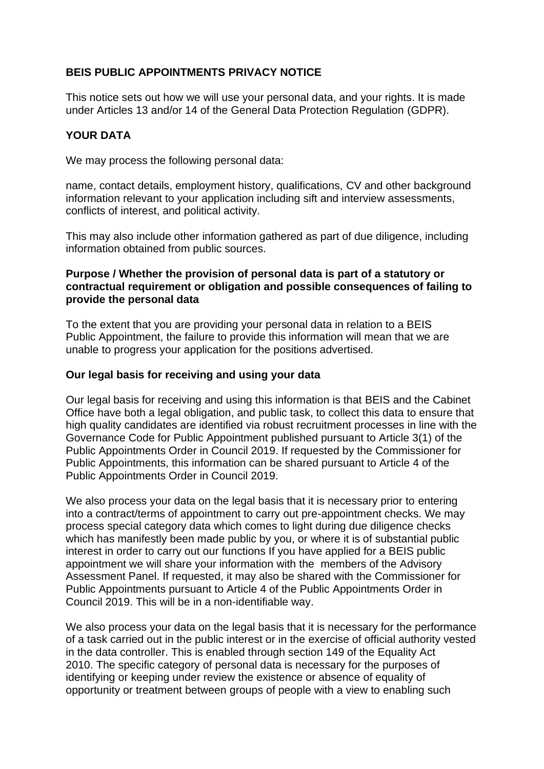**BEIS PUBLIC APPOINTMENTS PRIVACY NOTICE**

This notice sets out how we will use your personal data, and your rights. It is made under Articles 13 and/or 14 of the General Data Protection Regulation (GDPR).

**YOUR DATA**

We may process the following personal data:

name, contact details, employment history, qualifications, CV and other background information relevant to your application including sift and interview assessments, conflicts of interest, and political activity.

This may also include other information gathered as part of due diligence, including information obtained from public sources.

**Purpose / Whether the provision of personal data is part of a statutory or contractual requirement or obligation and possible consequences of failing to provide the personal data**

To the extent that you are providing your personal data in relation to a BEIS Public Appointment, the failure to provide this information will mean that we are unable to progress your application for the positions advertised.

**Our legal basis for receiving and using your data**

Our legal basis for receiving and using this information is that BEIS and the Cabinet Office have both a legal obligation, and public task, to collect this data to ensure that high quality candidates are identified via robust recruitment processes in line with the Governance Code for Public Appointment published pursuant to Article 3(1) of the Public Appointments Order in Council 2019. If requested by the Commissioner for Public Appointments, this information can be shared pursuant to Article 4 of the Public Appointments Order in Council 2019.

We also process your data on the legal basis that it is necessary prior to entering into a contract/terms of appointment to carry out pre-appointment checks. We may process special category data which comes to light during due diligence checks which has manifestly been made public by you, or where it is of substantial public interest in order to carry out our functions If you have applied for a BEIS public appointment we will share your information with the members of the Advisory Assessment Panel. If requested, it may also be shared with the Commissioner for Public Appointments pursuant to Article 4 of the Public Appointments Order in Council 2019. This will be in a non-identifiable way.

We also process your data on the legal basis that it is necessary for the performance of a task carried out in the public interest or in the exercise of official authority vested in the data controller. This is enabled through section 149 of the Equality Act 2010. The specific category of personal data is necessary for the purposes of identifying or keeping under review the existence or absence of equality of opportunity or treatment between groups of people with a view to enabling such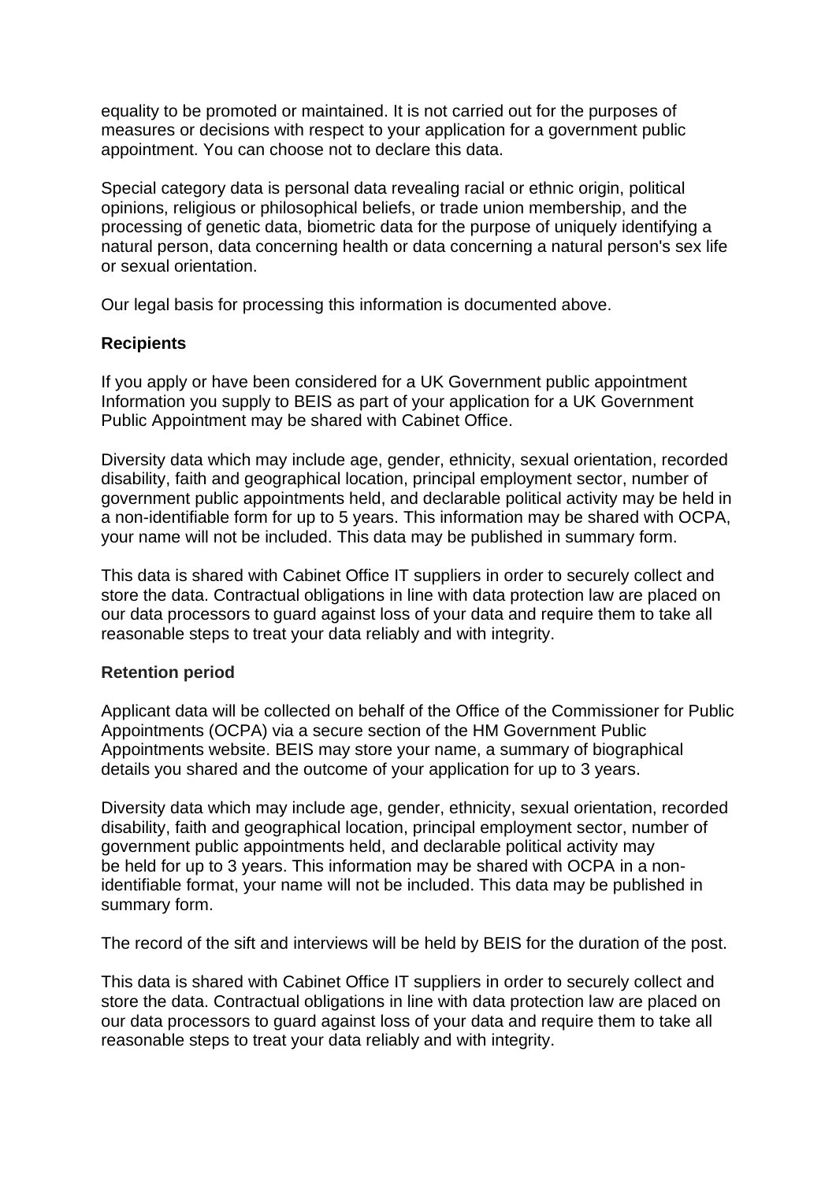equality to be promoted or maintained. It is not carried out for the purposes of measures or decisions with respect to your application for a government public appointment. You can choose not to declare this data.

Special category data is personal data revealing racial or ethnic origin, political opinions, religious or philosophical beliefs, or trade union membership, and the processing of genetic data, biometric data for the purpose of uniquely identifying a natural person, data concerning health or data concerning a natural person's sex life or sexual orientation.

Our legal basis for processing this information is documented above.

**Recipients**

If you apply or have been considered for a UK Government public appointment Information you supply to BEIS as part of your application for a UK Government Public Appointment may be shared with Cabinet Office.

Diversity data which may include age, gender, ethnicity, sexual orientation, recorded disability, faith and geographical location, principal employment sector, number of government public appointments held, and declarable political activity may be held in a non-identifiable form for up to 5 years. This information may be shared with OCPA, your name will not be included. This data may be published in summary form.

This data is shared with Cabinet Office IT suppliers in order to securely collect and store the data. Contractual obligations in line with data protection law are placed on our data processors to guard against loss of your data and require them to take all reasonable steps to treat your data reliably and with integrity.

**Retention period**

Applicant data will be collected on behalf of the Office of the Commissioner for Public Appointments (OCPA) via a secure section of the HM Government Public Appointments website. BEIS may store your name, a summary of biographical details you shared and the outcome of your application for up to 3 years.

Diversity data which may include age, gender, ethnicity, sexual orientation, recorded disability, faith and geographical location, principal employment sector, number of government public appointments held, and declarable political activity may be held for up to 3 years. This information may be shared with OCPA in a non-identifiable format, your name will not be included. This data may be published in summary form.

The record of the sift and interviews will be held by BEIS for the duration of the post.

This data is shared with Cabinet Office IT suppliers in order to securely collect and store the data. Contractual obligations in line with data protection law are placed on our data processors to guard against loss of your data and require them to take all reasonable steps to treat your data reliably and with integrity.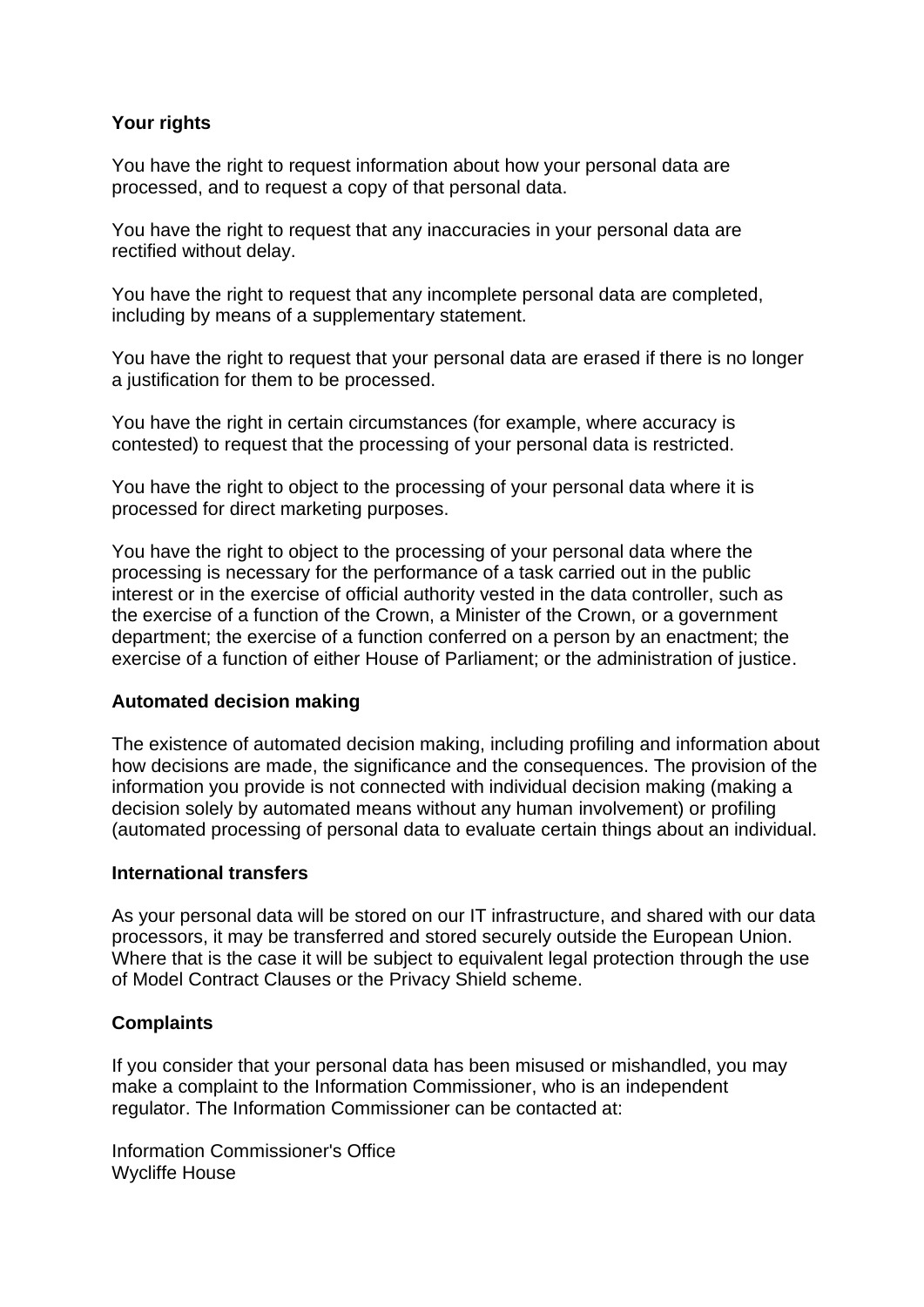**Your rights**

You have the right to request information about how your personal data are processed, and to request a copy of that personal data.

You have the right to request that any inaccuracies in your personal data are rectified without delay.

You have the right to request that any incomplete personal data are completed, including by means of a supplementary statement.

You have the right to request that your personal data are erased if there is no longer a justification for them to be processed.

You have the right in certain circumstances (for example, where accuracy is contested) to request that the processing of your personal data is restricted.

You have the right to object to the processing of your personal data where it is processed for direct marketing purposes.

You have the right to object to the processing of your personal data where the processing is necessary for the performance of a task carried out in the public interest or in the exercise of official authority vested in the data controller, such as the exercise of a function of the Crown, a Minister of the Crown, or a government department; the exercise of a function conferred on a person by an enactment; the exercise of a function of either House of Parliament; or the administration of justice.

**Automated decision making**

The existence of automated decision making, including profiling and information about how decisions are made, the significance and the consequences. The provision of the information you provide is not connected with individual decision making (making a decision solely by automated means without any human involvement) or profiling (automated processing of personal data to evaluate certain things about an individual.

**International transfers**

As your personal data will be stored on our IT infrastructure, and shared with our data processors, it may be transferred and stored securely outside the European Union. Where that is the case it will be subject to equivalent legal protection through the use of Model Contract Clauses or the Privacy Shield scheme.

**Complaints**

If you consider that your personal data has been misused or mishandled, you may make a complaint to the Information Commissioner, who is an independent regulator. The Information Commissioner can be contacted at:

Information Commissioner's Office
Wycliffe House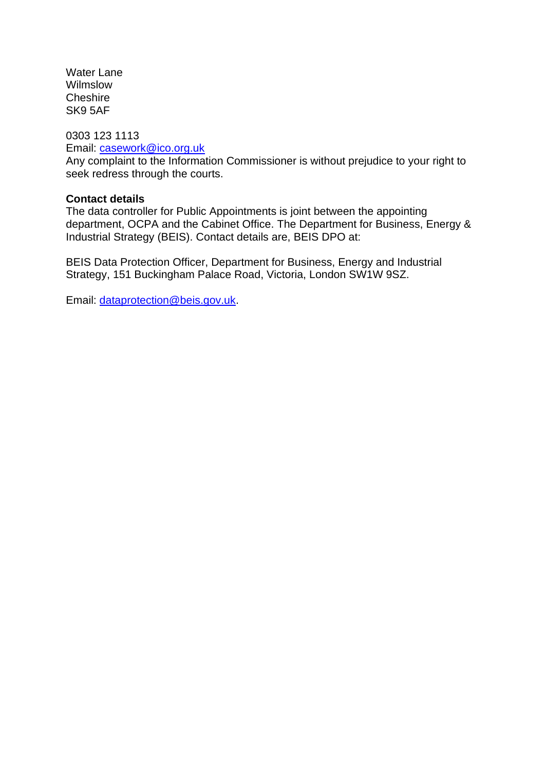Water Lane
Wilmslow
Cheshire
SK9 5AF

0303 123 1113
Email: casework@ico.org.uk
Any complaint to the Information Commissioner is without prejudice to your right to seek redress through the courts.

**Contact details**
The data controller for Public Appointments is joint between the appointing department, OCPA and the Cabinet Office. The Department for Business, Energy & Industrial Strategy (BEIS). Contact details are, BEIS DPO at:

BEIS Data Protection Officer, Department for Business, Energy and Industrial Strategy, 151 Buckingham Palace Road, Victoria, London SW1W 9SZ.

Email: dataprotection@beis.gov.uk.